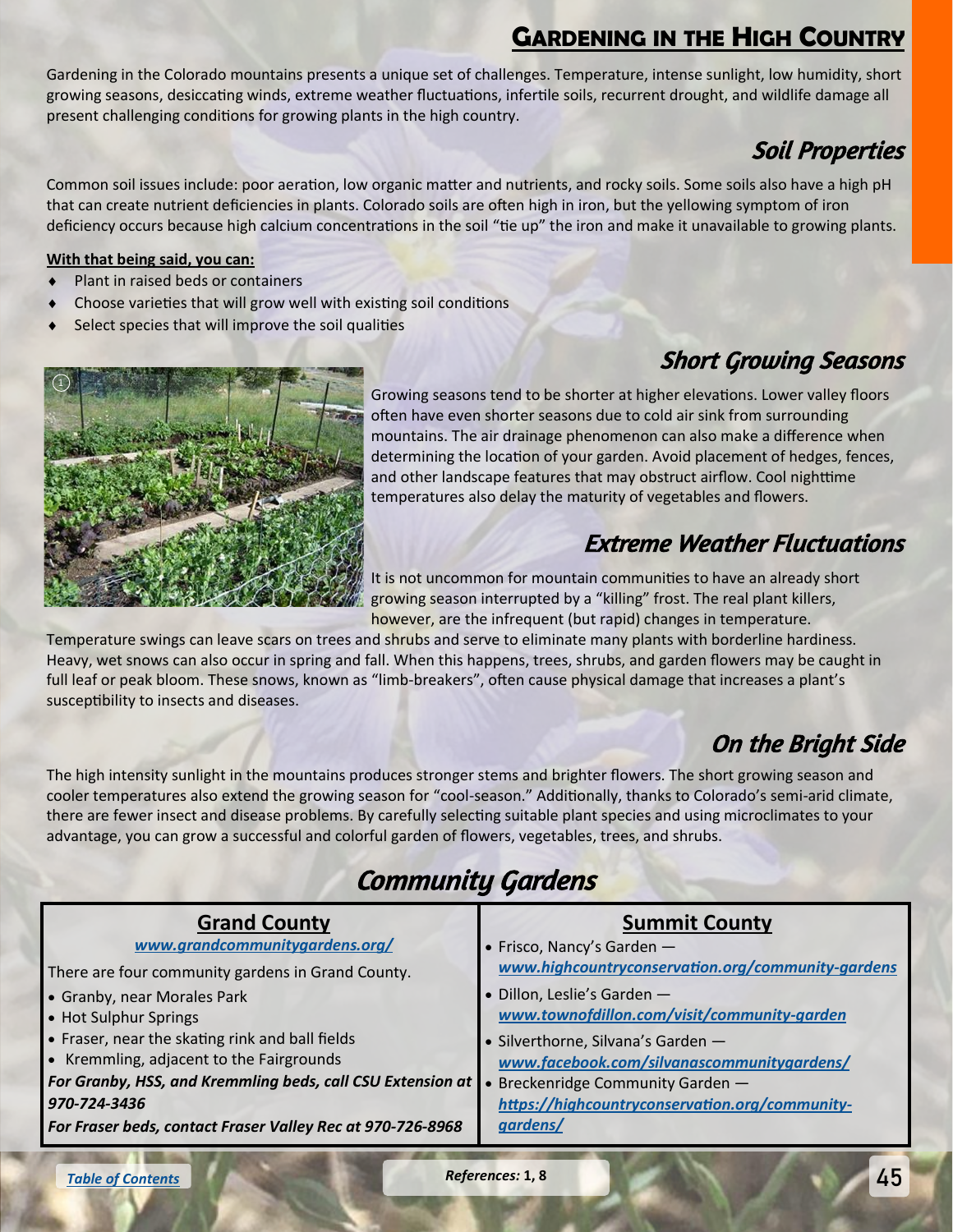# Gardening in the High Country

Gardening in the Colorado mountains presents a unique set of challenges. Temperature, intense sunlight, low humidity, short growing seasons, desiccating winds, extreme weather fluctuations, infertile soils, recurrent drought, and wildlife damage all present challenging conditions for growing plants in the high country.

## Soil Properties

Common soil issues include: poor aeration, low organic matter and nutrients, and rocky soils. Some soils also have a high pH that can create nutrient deficiencies in plants. Colorado soils are often high in iron, but the yellowing symptom of iron deficiency occurs because high calcium concentrations in the soil "tie up" the iron and make it unavailable to growing plants.

**With that being said, you can:**

- Plant in raised beds or containers
- Choose varieties that will grow well with existing soil conditions
- Select species that will improve the soil qualities

## Short Growing Seasons

Growing seasons tend to be shorter at higher elevations. Lower valley floors often have even shorter seasons due to cold air sink from surrounding mountains. The air drainage phenomenon can also make a difference when determining the location of your garden. Avoid placement of hedges, fences, and other landscape features that may obstruct airflow. Cool nighttime temperatures also delay the maturity of vegetables and flowers.

## Extreme Weather Fluctuations

It is not uncommon for mountain communities to have an already short growing season interrupted by a "killing" frost. The real plant killers, however, are the infrequent (but rapid) changes in temperature. Temperature swings can leave scars on trees and shrubs and serve to eliminate many plants with borderline hardiness. Heavy, wet snows can also occur in spring and fall. When this happens, trees, shrubs, and garden flowers may be caught in full leaf or peak bloom. These snows, known as "limb-breakers", often cause physical damage that increases a plant's susceptibility to insects and diseases.

## On the Bright Side

The high intensity sunlight in the mountains produces stronger stems and brighter flowers. The short growing season and cooler temperatures also extend the growing season for "cool-season." Additionally, thanks to Colorado's semi-arid climate, there are fewer insect and disease problems. By carefully selecting suitable plant species and using microclimates to your advantage, you can grow a successful and colorful garden of flowers, vegetables, trees, and shrubs.

## Community Gardens

### Grand County

*www.grandcommunitygardens.org/*

There are four community gardens in Grand County.

- Granby, near Morales Park
- Hot Sulphur Springs
- Fraser, near the skating rink and ball fields
- Kremmling, adjacent to the Fairgrounds

***For Granby, HSS, and Kremmling beds, call CSU Extension at 970-724-3436***

***For Fraser beds, contact Fraser Valley Rec at 970-726-8968***

### Summit County

- Frisco, Nancy's Garden — *www.highcountryconservation.org/community-gardens*
- Dillon, Leslie's Garden — *www.townofdillon.com/visit/community-garden*
- Silverthorne, Silvana's Garden — *www.facebook.com/silvanascommunitygardens/*
- Breckenridge Community Garden — *https://highcountryconservation.org/community-gardens/*

*Table of Contents*

*References:* **1, 8**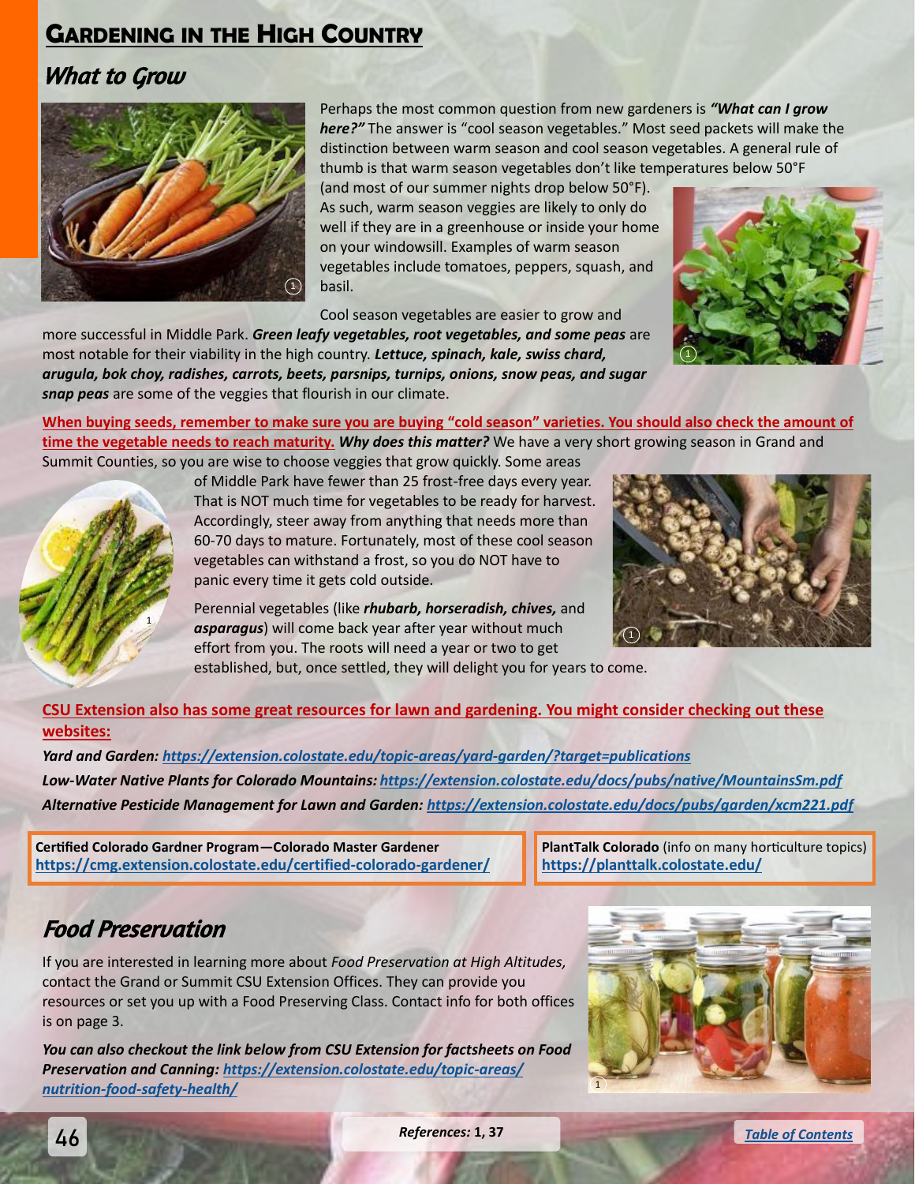## Gardening in the High Country

### What to Grow

Perhaps the most common question from new gardeners is ***"What can I grow here?"*** The answer is "cool season vegetables." Most seed packets will make the distinction between warm season and cool season vegetables. A general rule of thumb is that warm season vegetables don't like temperatures below 50°F (and most of our summer nights drop below 50°F). As such, warm season veggies are likely to only do well if they are in a greenhouse or inside your home on your windowsill. Examples of warm season vegetables include tomatoes, peppers, squash, and basil.

Cool season vegetables are easier to grow and more successful in Middle Park. ***Green leafy vegetables, root vegetables, and some peas*** are most notable for their viability in the high country. ***Lettuce, spinach, kale, swiss chard, arugula, bok choy, radishes, carrots, beets, parsnips, turnips, onions, snow peas, and sugar snap peas*** are some of the veggies that flourish in our climate.

When buying seeds, remember to make sure you are buying "cold season" varieties. You should also check the amount of time the vegetable needs to reach maturity. ***Why does this matter?*** We have a very short growing season in Grand and Summit Counties, so you are wise to choose veggies that grow quickly. Some areas of Middle Park have fewer than 25 frost-free days every year. That is NOT much time for vegetables to be ready for harvest. Accordingly, steer away from anything that needs more than 60-70 days to mature. Fortunately, most of these cool season vegetables can withstand a frost, so you do NOT have to panic every time it gets cold outside.

Perennial vegetables (like ***rhubarb, horseradish, chives,*** and ***asparagus***) will come back year after year without much effort from you. The roots will need a year or two to get established, but, once settled, they will delight you for years to come.

CSU Extension also has some great resources for lawn and gardening. You might consider checking out these websites:

***Yard and Garden:*** *https://extension.colostate.edu/topic-areas/yard-garden/?target=publications*

***Low-Water Native Plants for Colorado Mountains:*** *https://extension.colostate.edu/docs/pubs/native/MountainsSm.pdf*

***Alternative Pesticide Management for Lawn and Garden:*** *https://extension.colostate.edu/docs/pubs/garden/xcm221.pdf*

**Certified Colorado Gardner Program—Colorado Master Gardener**
**https://cmg.extension.colostate.edu/certified-colorado-gardener/**

**PlantTalk Colorado** (info on many horticulture topics)
**https://planttalk.colostate.edu/**

### Food Preservation

If you are interested in learning more about *Food Preservation at High Altitudes,* contact the Grand or Summit CSU Extension Offices. They can provide you resources or set you up with a Food Preserving Class. Contact info for both offices is on page 3.

***You can also checkout the link below from CSU Extension for factsheets on Food Preservation and Canning: https://extension.colostate.edu/topic-areas/nutrition-food-safety-health/***

***References:*** **1, 37**